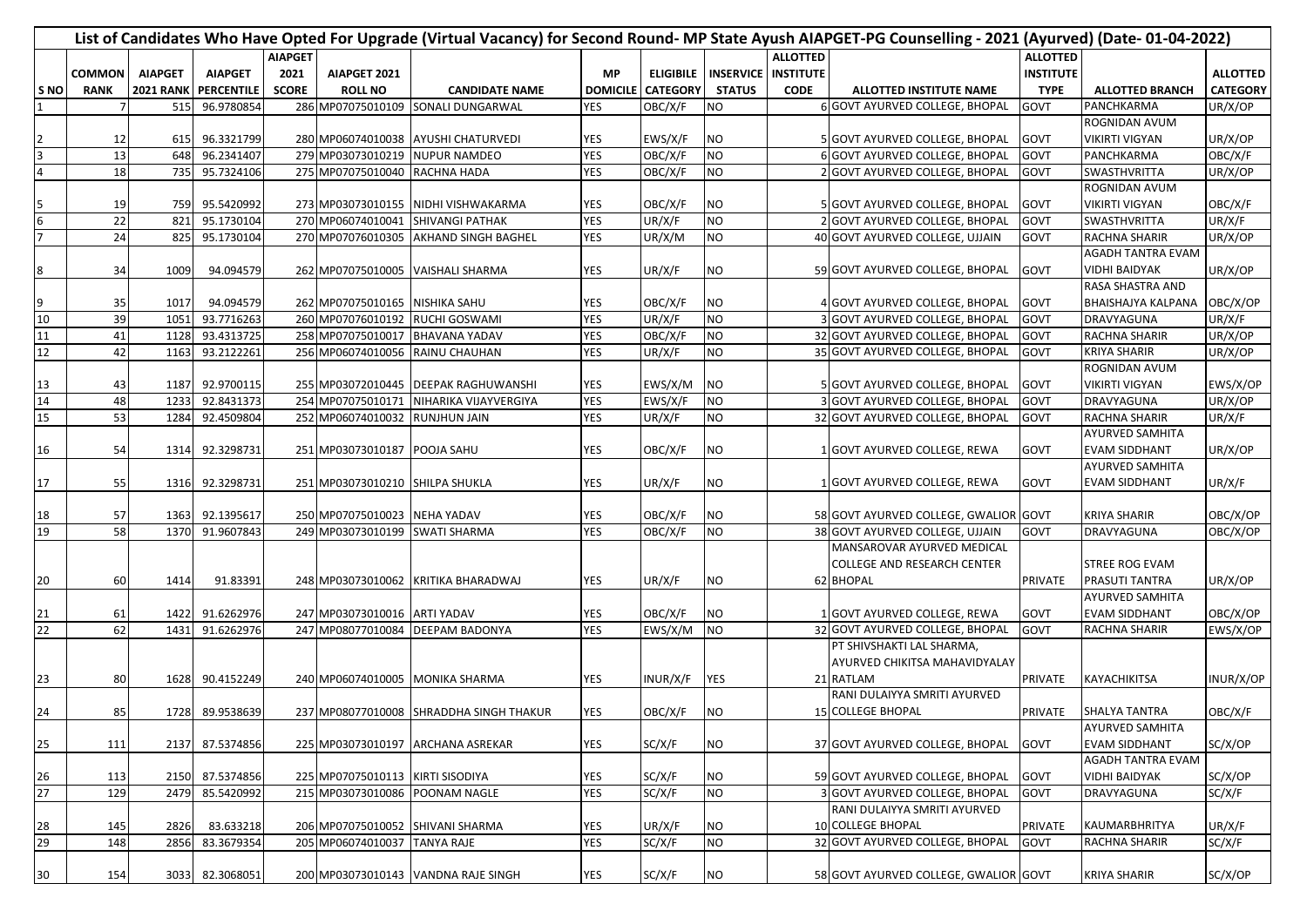# List of Candidates Who Have Opted For Upgrade (Virtual Vacancy) for Second Round- MP State Ayush AIAPGET-PG Counselling - 2021 (Ayurved) (Date- 01-04-2022)

| S NO | COMMON RANK | AIAPGET 2021 RANK | AIAPGET PERCENTILE | AIAPGET 2021 SCORE | AIAPGET 2021 ROLL NO | CANDIDATE NAME | MP DOMICILE | ELIGIBILE CATEGORY | INSERVICE STATUS | ALLOTTED INSTITUTE CODE | ALLOTTED INSTITUTE NAME | ALLOTTED INSTITUTE TYPE | ALLOTTED BRANCH | ALLOTTED CATEGORY |
|---|---|---|---|---|---|---|---|---|---|---|---|---|---|---|
| 1 | 7 | 515 | 96.9780854 | 286 | MP07075010109 | SONALI DUNGARWAL | YES | OBC/X/F | NO | 6 | GOVT AYURVED COLLEGE, BHOPAL | GOVT | PANCHKARMA | UR/X/OP |
| 2 | 12 | 615 | 96.3321799 | 280 | MP06074010038 | AYUSHI CHATURVEDI | YES | EWS/X/F | NO | 5 | GOVT AYURVED COLLEGE, BHOPAL | GOVT | ROGNIDAN AVUM VIKIRTI VIGYAN | UR/X/OP |
| 3 | 13 | 648 | 96.2341407 | 279 | MP03073010219 | NUPUR NAMDEO | YES | OBC/X/F | NO | 6 | GOVT AYURVED COLLEGE, BHOPAL | GOVT | PANCHKARMA | OBC/X/F |
| 4 | 18 | 735 | 95.7324106 | 275 | MP07075010040 | RACHNA HADA | YES | OBC/X/F | NO | 2 | GOVT AYURVED COLLEGE, BHOPAL | GOVT | SWASTHVRITTA | UR/X/OP |
| 5 | 19 | 759 | 95.5420992 | 273 | MP03073010155 | NIDHI VISHWAKARMA | YES | OBC/X/F | NO | 5 | GOVT AYURVED COLLEGE, BHOPAL | GOVT | ROGNIDAN AVUM VIKIRTI VIGYAN | OBC/X/F |
| 6 | 22 | 821 | 95.1730104 | 270 | MP06074010041 | SHIVANGI PATHAK | YES | UR/X/F | NO | 2 | GOVT AYURVED COLLEGE, BHOPAL | GOVT | SWASTHVRITTA | UR/X/F |
| 7 | 24 | 825 | 95.1730104 | 270 | MP07076010305 | AKHAND SINGH BAGHEL | YES | UR/X/M | NO | 40 | GOVT AYURVED COLLEGE, UJJAIN | GOVT | RACHNA SHARIR | UR/X/OP |
| 8 | 34 | 1009 | 94.094579 | 262 | MP07075010005 | VAISHALI SHARMA | YES | UR/X/F | NO | 59 | GOVT AYURVED COLLEGE, BHOPAL | GOVT | AGADH TANTRA EVAM VIDHI BAIDYAK | UR/X/OP |
| 9 | 35 | 1017 | 94.094579 | 262 | MP07075010165 | NISHIKA SAHU | YES | OBC/X/F | NO | 4 | GOVT AYURVED COLLEGE, BHOPAL | GOVT | RASA SHASTRA AND BHAISHAJYA KALPANA | OBC/X/OP |
| 10 | 39 | 1051 | 93.7716263 | 260 | MP07076010192 | RUCHI GOSWAMI | YES | UR/X/F | NO | 3 | GOVT AYURVED COLLEGE, BHOPAL | GOVT | DRAVYAGUNA | UR/X/F |
| 11 | 41 | 1128 | 93.4313725 | 258 | MP07075010017 | BHAVANA YADAV | YES | OBC/X/F | NO | 32 | GOVT AYURVED COLLEGE, BHOPAL | GOVT | RACHNA SHARIR | UR/X/OP |
| 12 | 42 | 1163 | 93.2122261 | 256 | MP06074010056 | RAINU CHAUHAN | YES | UR/X/F | NO | 35 | GOVT AYURVED COLLEGE, BHOPAL | GOVT | KRIYA SHARIR | UR/X/OP |
| 13 | 43 | 1187 | 92.9700115 | 255 | MP03072010445 | DEEPAK RAGHUWANSHI | YES | EWS/X/M | NO | 5 | GOVT AYURVED COLLEGE, BHOPAL | GOVT | ROGNIDAN AVUM VIKIRTI VIGYAN | EWS/X/OP |
| 14 | 48 | 1233 | 92.8431373 | 254 | MP07075010171 | NIHARIKA VIJAYVERGIYA | YES | EWS/X/F | NO | 3 | GOVT AYURVED COLLEGE, BHOPAL | GOVT | DRAVYAGUNA | UR/X/OP |
| 15 | 53 | 1284 | 92.4509804 | 252 | MP06074010032 | RUNJHUN JAIN | YES | UR/X/F | NO | 32 | GOVT AYURVED COLLEGE, BHOPAL | GOVT | RACHNA SHARIR | UR/X/F |
| 16 | 54 | 1314 | 92.3298731 | 251 | MP03073010187 | POOJA SAHU | YES | OBC/X/F | NO | 1 | GOVT AYURVED COLLEGE, REWA | GOVT | AYURVED SAMHITA EVAM SIDDHANT | UR/X/OP |
| 17 | 55 | 1316 | 92.3298731 | 251 | MP03073010210 | SHILPA SHUKLA | YES | UR/X/F | NO | 1 | GOVT AYURVED COLLEGE, REWA | GOVT | AYURVED SAMHITA EVAM SIDDHANT | UR/X/F |
| 18 | 57 | 1363 | 92.1395617 | 250 | MP07075010023 | NEHA YADAV | YES | OBC/X/F | NO | 58 | GOVT AYURVED COLLEGE, GWALIOR | GOVT | KRIYA SHARIR | OBC/X/OP |
| 19 | 58 | 1370 | 91.9607843 | 249 | MP03073010199 | SWATI SHARMA | YES | OBC/X/F | NO | 38 | GOVT AYURVED COLLEGE, UJJAIN | GOVT | DRAVYAGUNA | OBC/X/OP |
| 20 | 60 | 1414 | 91.83391 | 248 | MP03073010062 | KRITIKA BHARADWAJ | YES | UR/X/F | NO | 62 | MANSAROVAR AYURVED MEDICAL COLLEGE AND RESEARCH CENTER BHOPAL | PRIVATE | STREE ROG EVAM PRASUTI TANTRA | UR/X/OP |
| 21 | 61 | 1422 | 91.6262976 | 247 | MP03073010016 | ARTI YADAV | YES | OBC/X/F | NO | 1 | GOVT AYURVED COLLEGE, REWA | GOVT | AYURVED SAMHITA EVAM SIDDHANT | OBC/X/OP |
| 22 | 62 | 1431 | 91.6262976 | 247 | MP08077010084 | DEEPAM BADONYA | YES | EWS/X/M | NO | 32 | GOVT AYURVED COLLEGE, BHOPAL | GOVT | RACHNA SHARIR | EWS/X/OP |
| 23 | 80 | 1628 | 90.4152249 | 240 | MP06074010005 | MONIKA SHARMA | YES | INUR/X/F | YES | 21 | PT SHIVSHAKTI LAL SHARMA, AYURVED CHIKITSA MAHAVIDYALAY RATLAM | PRIVATE | KAYACHIKITSA | INUR/X/OP |
| 24 | 85 | 1728 | 89.9538639 | 237 | MP08077010008 | SHRADDHA SINGH THAKUR | YES | OBC/X/F | NO | 15 | RANI DULAIYYA SMRITI AYURVED COLLEGE BHOPAL | PRIVATE | SHALYA TANTRA | OBC/X/F |
| 25 | 111 | 2137 | 87.5374856 | 225 | MP03073010197 | ARCHANA ASREKAR | YES | SC/X/F | NO | 37 | GOVT AYURVED COLLEGE, BHOPAL | GOVT | AYURVED SAMHITA EVAM SIDDHANT | SC/X/OP |
| 26 | 113 | 2150 | 87.5374856 | 225 | MP07075010113 | KIRTI SISODIYA | YES | SC/X/F | NO | 59 | GOVT AYURVED COLLEGE, BHOPAL | GOVT | AGADH TANTRA EVAM VIDHI BAIDYAK | SC/X/OP |
| 27 | 129 | 2479 | 85.5420992 | 215 | MP03073010086 | POONAM NAGLE | YES | SC/X/F | NO | 3 | GOVT AYURVED COLLEGE, BHOPAL | GOVT | DRAVYAGUNA | SC/X/F |
| 28 | 145 | 2826 | 83.633218 | 206 | MP07075010052 | SHIVANI SHARMA | YES | UR/X/F | NO | 10 | RANI DULAIYYA SMRITI AYURVED COLLEGE BHOPAL | PRIVATE | KAUMARBHRITYA | UR/X/F |
| 29 | 148 | 2856 | 83.3679354 | 205 | MP06074010037 | TANYA RAJE | YES | SC/X/F | NO | 32 | GOVT AYURVED COLLEGE, BHOPAL | GOVT | RACHNA SHARIR | SC/X/F |
| 30 | 154 | 3033 | 82.3068051 | 200 | MP03073010143 | VANDNA RAJE SINGH | YES | SC/X/F | NO | 58 | GOVT AYURVED COLLEGE, GWALIOR | GOVT | KRIYA SHARIR | SC/X/OP |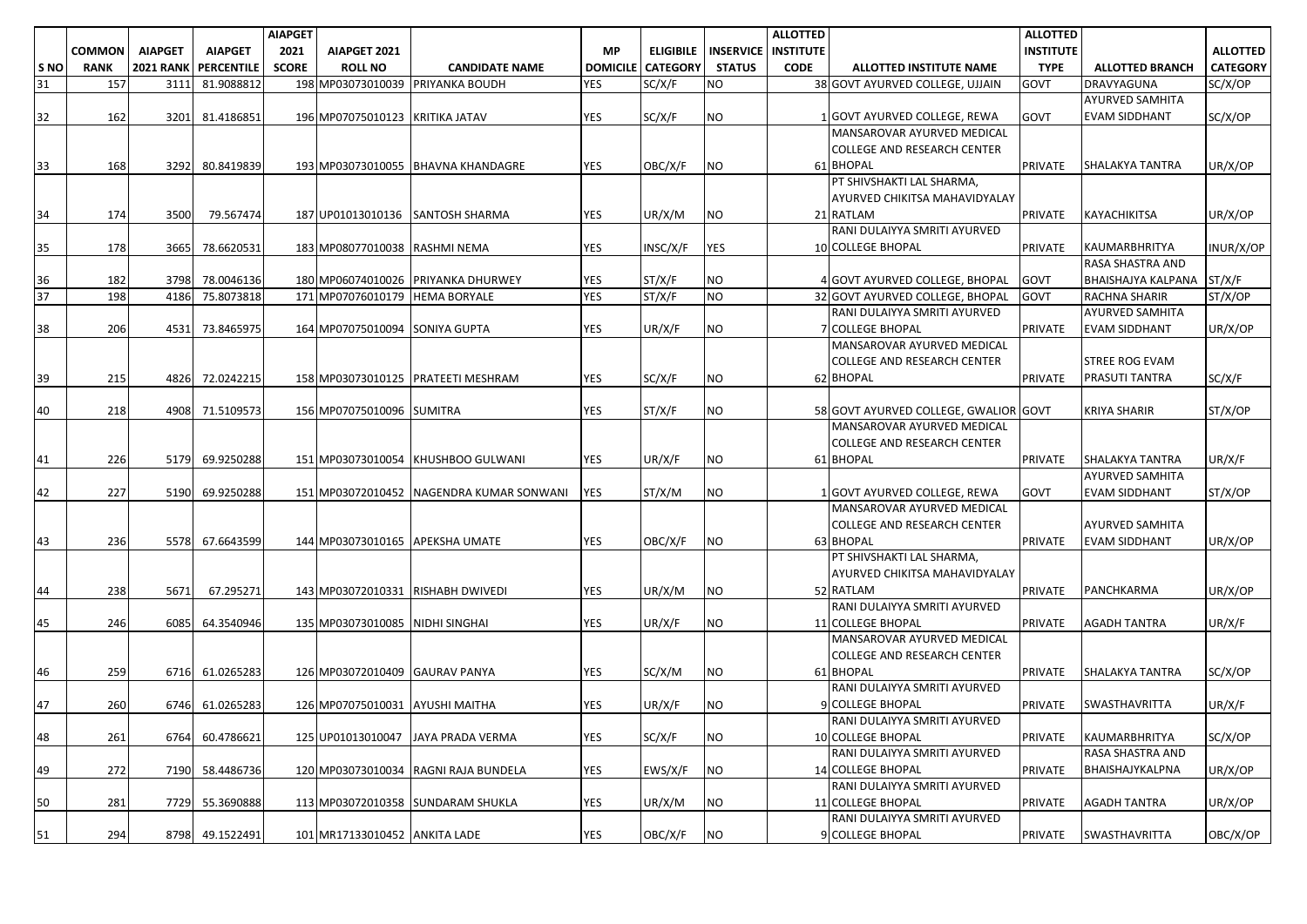| S NO | COMMON RANK | AIAPGET 2021 RANK | AIAPGET PERCENTILE | AIAPGET 2021 SCORE | AIAPGET 2021 ROLL NO | CANDIDATE NAME | MP DOMICILE | ELIGIBILE CATEGORY | INSERVICE STATUS | ALLOTTED INSTITUTE CODE | ALLOTTED INSTITUTE NAME | ALLOTTED INSTITUTE TYPE | ALLOTTED BRANCH | ALLOTTED CATEGORY |
|---|---|---|---|---|---|---|---|---|---|---|---|---|---|---|
| 31 | 157 | 3111 | 81.9088812 | 198 | MP03073010039 | PRIYANKA BOUDH | YES | SC/X/F | NO | 38 | GOVT AYURVED COLLEGE, UJJAIN | GOVT | DRAVYAGUNA | SC/X/OP |
| 32 | 162 | 3201 | 81.4186851 | 196 | MP07075010123 | KRITIKA JATAV | YES | SC/X/F | NO | 1 | GOVT AYURVED COLLEGE, REWA | GOVT | AYURVED SAMHITA EVAM SIDDHANT | SC/X/OP |
| 33 | 168 | 3292 | 80.8419839 | 193 | MP03073010055 | BHAVNA KHANDAGRE | YES | OBC/X/F | NO | 61 | MANSAROVAR AYURVED MEDICAL COLLEGE AND RESEARCH CENTER BHOPAL | PRIVATE | SHALAKYA TANTRA | UR/X/OP |
| 34 | 174 | 3500 | 79.567474 | 187 | UP01013010136 | SANTOSH SHARMA | YES | UR/X/M | NO | 21 | PT SHIVSHAKTI LAL SHARMA, AYURVED CHIKITSA MAHAVIDYALAY RATLAM | PRIVATE | KAYACHIKITSA | UR/X/OP |
| 35 | 178 | 3665 | 78.6620531 | 183 | MP08077010038 | RASHMI NEMA | YES | INSC/X/F | YES | 10 | RANI DULAIYYA SMRITI AYURVED COLLEGE BHOPAL | PRIVATE | KAUMARBHRITYA | INUR/X/OP |
| 36 | 182 | 3798 | 78.0046136 | 180 | MP06074010026 | PRIYANKA DHURWEY | YES | ST/X/F | NO | 4 | GOVT AYURVED COLLEGE, BHOPAL | GOVT | RASA SHASTRA AND BHAISHAJYA KALPANA | ST/X/F |
| 37 | 198 | 4186 | 75.8073818 | 171 | MP07076010179 | HEMA BORYALE | YES | ST/X/F | NO | 32 | GOVT AYURVED COLLEGE, BHOPAL | GOVT | RACHNA SHARIR | ST/X/OP |
| 38 | 206 | 4531 | 73.8465975 | 164 | MP07075010094 | SONIYA GUPTA | YES | UR/X/F | NO | 7 | RANI DULAIYYA SMRITI AYURVED COLLEGE BHOPAL | PRIVATE | AYURVED SAMHITA EVAM SIDDHANT | UR/X/OP |
| 39 | 215 | 4826 | 72.0242215 | 158 | MP03073010125 | PRATEETI MESHRAM | YES | SC/X/F | NO | 62 | MANSAROVAR AYURVED MEDICAL COLLEGE AND RESEARCH CENTER BHOPAL | PRIVATE | STREE ROG EVAM PRASUTI TANTRA | SC/X/F |
| 40 | 218 | 4908 | 71.5109573 | 156 | MP07075010096 | SUMITRA | YES | ST/X/F | NO | 58 | GOVT AYURVED COLLEGE, GWALIOR | GOVT | KRIYA SHARIR | ST/X/OP |
| 41 | 226 | 5179 | 69.9250288 | 151 | MP03073010054 | KHUSHBOO GULWANI | YES | UR/X/F | NO | 61 | MANSAROVAR AYURVED MEDICAL COLLEGE AND RESEARCH CENTER BHOPAL | PRIVATE | SHALAKYA TANTRA | UR/X/F |
| 42 | 227 | 5190 | 69.9250288 | 151 | MP03072010452 | NAGENDRA KUMAR SONWANI | YES | ST/X/M | NO | 1 | GOVT AYURVED COLLEGE, REWA | GOVT | AYURVED SAMHITA EVAM SIDDHANT | ST/X/OP |
| 43 | 236 | 5578 | 67.6643599 | 144 | MP03073010165 | APEKSHA UMATE | YES | OBC/X/F | NO | 63 | MANSAROVAR AYURVED MEDICAL COLLEGE AND RESEARCH CENTER BHOPAL | PRIVATE | AYURVED SAMHITA EVAM SIDDHANT | UR/X/OP |
| 44 | 238 | 5671 | 67.295271 | 143 | MP03072010331 | RISHABH DWIVEDI | YES | UR/X/M | NO | 52 | PT SHIVSHAKTI LAL SHARMA, AYURVED CHIKITSA MAHAVIDYALAY RATLAM | PRIVATE | PANCHKARMA | UR/X/OP |
| 45 | 246 | 6085 | 64.3540946 | 135 | MP03073010085 | NIDHI SINGHAI | YES | UR/X/F | NO | 11 | RANI DULAIYYA SMRITI AYURVED COLLEGE BHOPAL | PRIVATE | AGADH TANTRA | UR/X/F |
| 46 | 259 | 6716 | 61.0265283 | 126 | MP03072010409 | GAURAV PANYA | YES | SC/X/M | NO | 61 | MANSAROVAR AYURVED MEDICAL COLLEGE AND RESEARCH CENTER BHOPAL | PRIVATE | SHALAKYA TANTRA | SC/X/OP |
| 47 | 260 | 6746 | 61.0265283 | 126 | MP07075010031 | AYUSHI MAITHA | YES | UR/X/F | NO | 9 | RANI DULAIYYA SMRITI AYURVED COLLEGE BHOPAL | PRIVATE | SWASTHAVRITTA | UR/X/F |
| 48 | 261 | 6764 | 60.4786621 | 125 | UP01013010047 | JAYA PRADA VERMA | YES | SC/X/F | NO | 10 | RANI DULAIYYA SMRITI AYURVED COLLEGE BHOPAL | PRIVATE | KAUMARBHRITYA | SC/X/OP |
| 49 | 272 | 7190 | 58.4486736 | 120 | MP03073010034 | RAGNI RAJA BUNDELA | YES | EWS/X/F | NO | 14 | RANI DULAIYYA SMRITI AYURVED COLLEGE BHOPAL | PRIVATE | RASA SHASTRA AND BHAISHAJYKALPNA | UR/X/OP |
| 50 | 281 | 7729 | 55.3690888 | 113 | MP03072010358 | SUNDARAM SHUKLA | YES | UR/X/M | NO | 11 | RANI DULAIYYA SMRITI AYURVED COLLEGE BHOPAL | PRIVATE | AGADH TANTRA | UR/X/OP |
| 51 | 294 | 8798 | 49.1522491 | 101 | MR17133010452 | ANKITA LADE | YES | OBC/X/F | NO | 9 | RANI DULAIYYA SMRITI AYURVED COLLEGE BHOPAL | PRIVATE | SWASTHAVRITTA | OBC/X/OP |